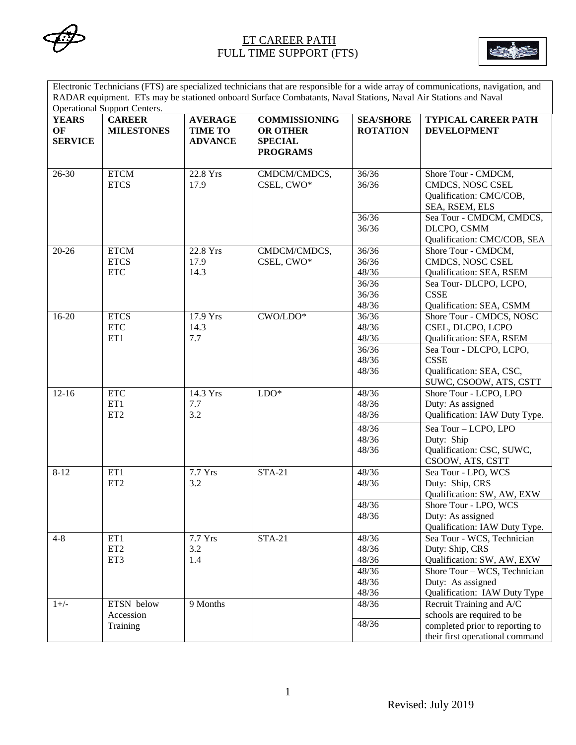# ET CAREER PATH
## FULL TIME SUPPORT (FTS)

Electronic Technicians (FTS) are specialized technicians that are responsible for a wide array of communications, navigation, and RADAR equipment. ETs may be stationed onboard Surface Combatants, Naval Stations, Naval Air Stations and Naval Operational Support Centers.

| YEARS OF SERVICE | CAREER MILESTONES | AVERAGE TIME TO ADVANCE | COMMISSIONING OR OTHER SPECIAL PROGRAMS | SEA/SHORE ROTATION | TYPICAL CAREER PATH DEVELOPMENT |
|---|---|---|---|---|---|
| 26-30 | ETCM<br>ETCS | 22.8 Yrs<br>17.9 | CMDCM/CMDCS, CSEL, CWO* | 36/36<br>36/36 | Shore Tour - CMDCM, CMDCS, NOSC CSEL<br>Qualification: CMC/COB, SEA, RSEM, ELS |
| | | | | 36/36<br>36/36 | Sea Tour - CMDCM, CMDCS, DLCPO, CSMM<br>Qualification: CMC/COB, SEA |
| 20-26 | ETCM<br>ETCS<br>ETC | 22.8 Yrs<br>17.9<br>14.3 | CMDCM/CMDCS, CSEL, CWO* | 36/36<br>36/36<br>48/36 | Shore Tour - CMDCM, CMDCS, NOSC CSEL<br>Qualification: SEA, RSEM |
| | | | | 36/36<br>36/36<br>48/36 | Sea Tour- DLCPO, LCPO, CSSE<br>Qualification: SEA, CSMM |
| 16-20 | ETCS<br>ETC<br>ET1 | 17.9 Yrs<br>14.3<br>7.7 | CWO/LDO* | 36/36<br>48/36<br>48/36 | Shore Tour - CMDCS, NOSC CSEL, DLCPO, LCPO<br>Qualification: SEA, RSEM |
| | | | | 36/36<br>48/36<br>48/36 | Sea Tour - DLCPO, LCPO, CSSE<br>Qualification: SEA, CSC, SUWC, CSOOW, ATS, CSTT |
| 12-16 | ETC<br>ET1<br>ET2 | 14.3 Yrs<br>7.7<br>3.2 | LDO* | 48/36<br>48/36<br>48/36 | Shore Tour - LCPO, LPO<br>Duty: As assigned<br>Qualification: IAW Duty Type. |
| | | | | 48/36<br>48/36<br>48/36 | Sea Tour – LCPO, LPO<br>Duty: Ship<br>Qualification: CSC, SUWC, CSOOW, ATS, CSTT |
| 8-12 | ET1<br>ET2 | 7.7 Yrs<br>3.2 | STA-21 | 48/36<br>48/36 | Sea Tour - LPO, WCS<br>Duty: Ship, CRS<br>Qualification: SW, AW, EXW |
| | | | | 48/36<br>48/36 | Shore Tour - LPO, WCS<br>Duty: As assigned<br>Qualification: IAW Duty Type. |
| 4-8 | ET1<br>ET2<br>ET3 | 7.7 Yrs<br>3.2<br>1.4 | STA-21 | 48/36<br>48/36<br>48/36 | Sea Tour - WCS, Technician<br>Duty: Ship, CRS<br>Qualification: SW, AW, EXW |
| | | | | 48/36<br>48/36<br>48/36 | Shore Tour – WCS, Technician<br>Duty: As assigned<br>Qualification: IAW Duty Type |
| 1+/- | ETSN below Accession Training | 9 Months | | 48/36<br>48/36 | Recruit Training and A/C schools are required to be completed prior to reporting to their first operational command |

Revised: July 2019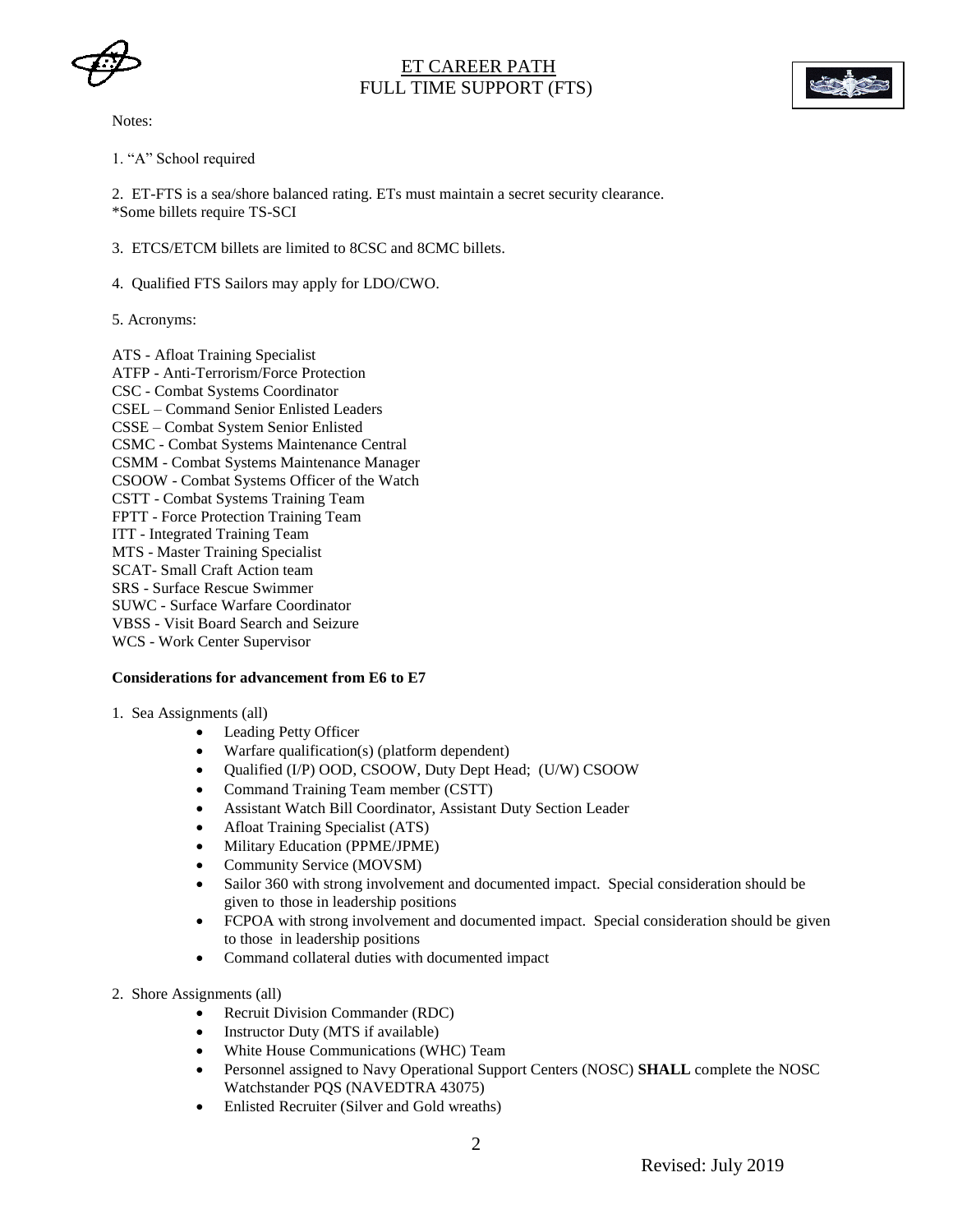Notes:

1. "A" School required

2. ET-FTS is a sea/shore balanced rating. ETs must maintain a secret security clearance.
*Some billets require TS-SCI

3. ETCS/ETCM billets are limited to 8CSC and 8CMC billets.

4. Qualified FTS Sailors may apply for LDO/CWO.

5. Acronyms:

ATS - Afloat Training Specialist
ATFP - Anti-Terrorism/Force Protection
CSC - Combat Systems Coordinator
CSEL – Command Senior Enlisted Leaders
CSSE – Combat System Senior Enlisted
CSMC - Combat Systems Maintenance Central
CSMM - Combat Systems Maintenance Manager
CSOOW - Combat Systems Officer of the Watch
CSTT - Combat Systems Training Team
FPTT - Force Protection Training Team
ITT - Integrated Training Team
MTS - Master Training Specialist
SCAT- Small Craft Action team
SRS - Surface Rescue Swimmer
SUWC - Surface Warfare Coordinator
VBSS - Visit Board Search and Seizure
WCS - Work Center Supervisor

**Considerations for advancement from E6 to E7**

1. Sea Assignments (all)
   - Leading Petty Officer
   - Warfare qualification(s) (platform dependent)
   - Qualified (I/P) OOD, CSOOW, Duty Dept Head; (U/W) CSOOW
   - Command Training Team member (CSTT)
   - Assistant Watch Bill Coordinator, Assistant Duty Section Leader
   - Afloat Training Specialist (ATS)
   - Military Education (PPME/JPME)
   - Community Service (MOVSM)
   - Sailor 360 with strong involvement and documented impact. Special consideration should be given to those in leadership positions
   - FCPOA with strong involvement and documented impact. Special consideration should be given to those in leadership positions
   - Command collateral duties with documented impact

2. Shore Assignments (all)
   - Recruit Division Commander (RDC)
   - Instructor Duty (MTS if available)
   - White House Communications (WHC) Team
   - Personnel assigned to Navy Operational Support Centers (NOSC) **SHALL** complete the NOSC Watchstander PQS (NAVEDTRA 43075)
   - Enlisted Recruiter (Silver and Gold wreaths)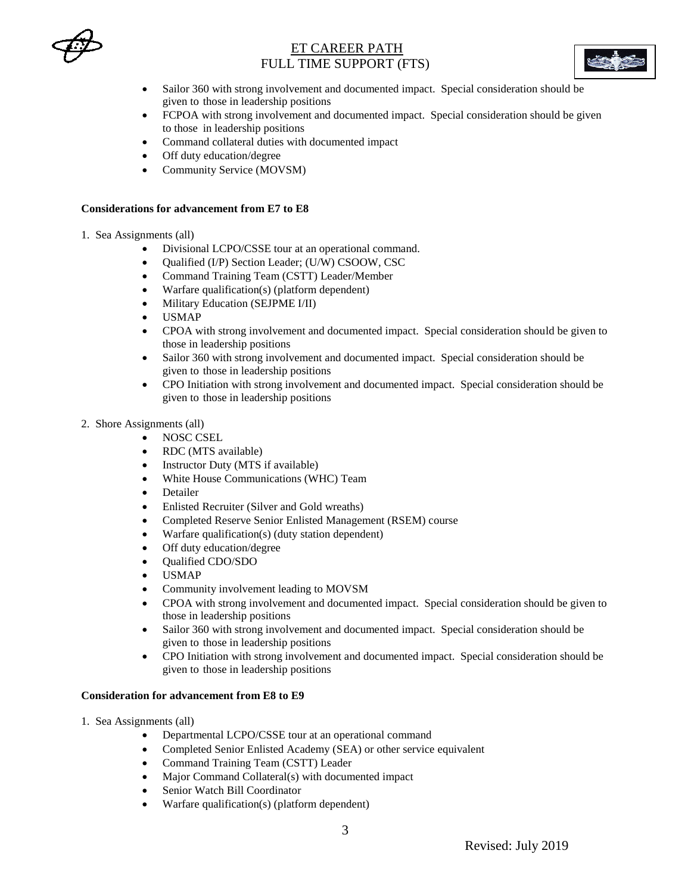- Sailor 360 with strong involvement and documented impact. Special consideration should be given to those in leadership positions
- FCPOA with strong involvement and documented impact. Special consideration should be given to those in leadership positions
- Command collateral duties with documented impact
- Off duty education/degree
- Community Service (MOVSM)

**Considerations for advancement from E7 to E8**

1. Sea Assignments (all)
   - Divisional LCPO/CSSE tour at an operational command.
   - Qualified (I/P) Section Leader; (U/W) CSOOW, CSC
   - Command Training Team (CSTT) Leader/Member
   - Warfare qualification(s) (platform dependent)
   - Military Education (SEJPME I/II)
   - USMAP
   - CPOA with strong involvement and documented impact. Special consideration should be given to those in leadership positions
   - Sailor 360 with strong involvement and documented impact. Special consideration should be given to those in leadership positions
   - CPO Initiation with strong involvement and documented impact. Special consideration should be given to those in leadership positions

2. Shore Assignments (all)
   - NOSC CSEL
   - RDC (MTS available)
   - Instructor Duty (MTS if available)
   - White House Communications (WHC) Team
   - Detailer
   - Enlisted Recruiter (Silver and Gold wreaths)
   - Completed Reserve Senior Enlisted Management (RSEM) course
   - Warfare qualification(s) (duty station dependent)
   - Off duty education/degree
   - Qualified CDO/SDO
   - USMAP
   - Community involvement leading to MOVSM
   - CPOA with strong involvement and documented impact. Special consideration should be given to those in leadership positions
   - Sailor 360 with strong involvement and documented impact. Special consideration should be given to those in leadership positions
   - CPO Initiation with strong involvement and documented impact. Special consideration should be given to those in leadership positions

**Consideration for advancement from E8 to E9**

1. Sea Assignments (all)
   - Departmental LCPO/CSSE tour at an operational command
   - Completed Senior Enlisted Academy (SEA) or other service equivalent
   - Command Training Team (CSTT) Leader
   - Major Command Collateral(s) with documented impact
   - Senior Watch Bill Coordinator
   - Warfare qualification(s) (platform dependent)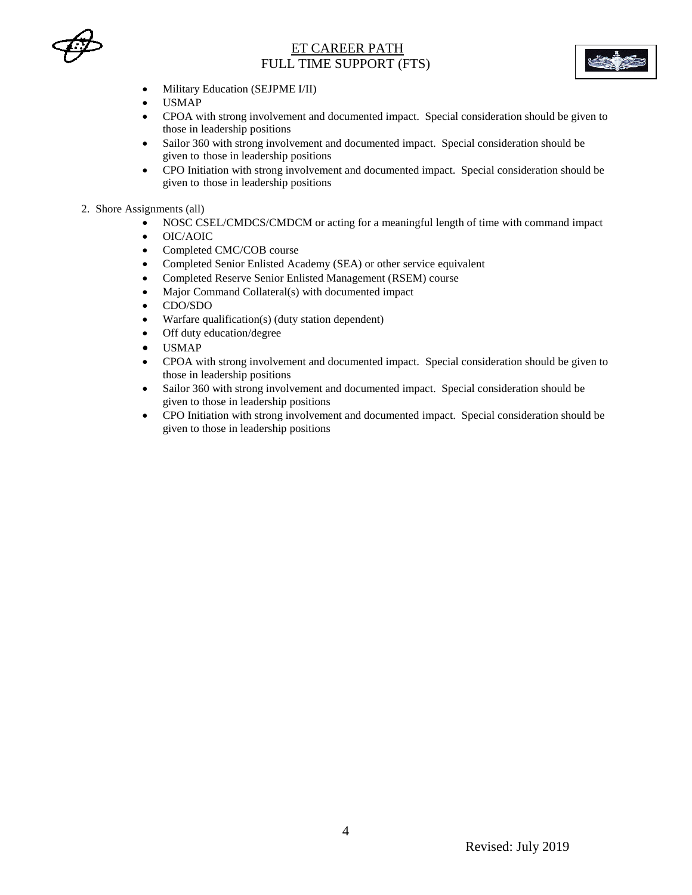- Military Education (SEJPME I/II)
- USMAP
- CPOA with strong involvement and documented impact.  Special consideration should be given to those in leadership positions
- Sailor 360 with strong involvement and documented impact.  Special consideration should be given to those in leadership positions
- CPO Initiation with strong involvement and documented impact.  Special consideration should be given to those in leadership positions

2. Shore Assignments (all)
   - NOSC CSEL/CMDCS/CMDCM or acting for a meaningful length of time with command impact
   - OIC/AOIC
   - Completed CMC/COB course
   - Completed Senior Enlisted Academy (SEA) or other service equivalent
   - Completed Reserve Senior Enlisted Management (RSEM) course
   - Major Command Collateral(s) with documented impact
   - CDO/SDO
   - Warfare qualification(s) (duty station dependent)
   - Off duty education/degree
   - USMAP
   - CPOA with strong involvement and documented impact.  Special consideration should be given to those in leadership positions
   - Sailor 360 with strong involvement and documented impact.  Special consideration should be given to those in leadership positions
   - CPO Initiation with strong involvement and documented impact.  Special consideration should be given to those in leadership positions

Revised: July 2019